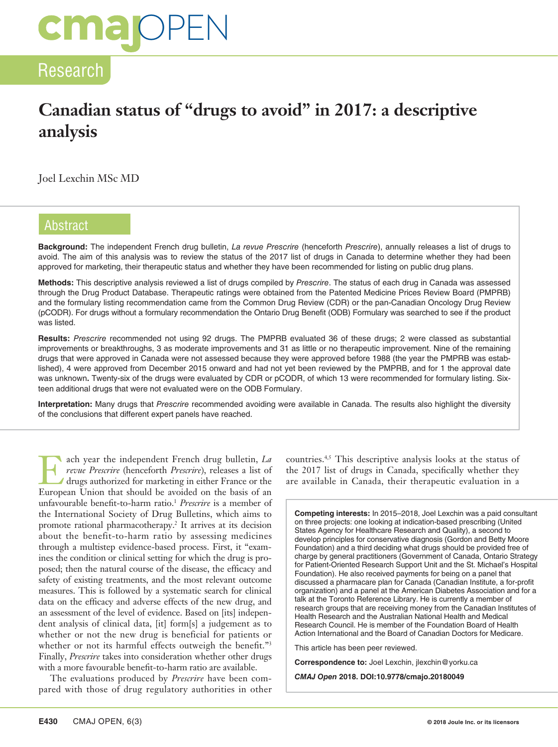# Canadian status of "drugs to avoid" in 2017: a descriptive analysis

Joel Lexchin MSc MD

## Abstract

**Background:** The independent French drug bulletin, *La revue Prescrire* (henceforth *Prescrire*), annually releases a list of drugs to avoid. The aim of this analysis was to review the status of the 2017 list of drugs in Canada to determine whether they had been approved for marketing, their therapeutic status and whether they have been recommended for listing on public drug plans.

**Methods:** This descriptive analysis reviewed a list of drugs compiled by *Prescrire*. The status of each drug in Canada was assessed through the Drug Product Database. Therapeutic ratings were obtained from the Patented Medicine Prices Review Board (PMPRB) and the formulary listing recommendation came from the Common Drug Review (CDR) or the pan-Canadian Oncology Drug Review (pCODR). For drugs without a formulary recommendation the Ontario Drug Benefit (ODB) Formulary was searched to see if the product was listed.

**Results:** *Prescrire* recommended not using 92 drugs. The PMPRB evaluated 36 of these drugs; 2 were classed as substantial improvements or breakthroughs, 3 as moderate improvements and 31 as little or no therapeutic improvement. Nine of the remaining drugs that were approved in Canada were not assessed because they were approved before 1988 (the year the PMPRB was established), 4 were approved from December 2015 onward and had not yet been reviewed by the PMPRB, and for 1 the approval date was unknown**.** Twenty-six of the drugs were evaluated by CDR or pCODR, of which 13 were recommended for formulary listing. Sixteen additional drugs that were not evaluated were on the ODB Formulary.

**Interpretation:** Many drugs that *Prescrire* recommended avoiding were available in Canada. The results also highlight the diversity of the conclusions that different expert panels have reached.

Each year the independent French drug bulletin, *La revue Prescrire* (henceforth *Prescrire*), releases a list of drugs authorized for marketing in either France or the European Union that should be avoided on the basis of an unfavourable benefit-to-harm ratio.[1] *Prescrire* is a member of the International Society of Drug Bulletins, which aims to promote rational pharmacotherapy.[2] It arrives at its decision about the benefit-to-harm ratio by assessing medicines through a multistep evidence-based process. First, it "examines the condition or clinical setting for which the drug is proposed; then the natural course of the disease, the efficacy and safety of existing treatments, and the most relevant outcome measures. This is followed by a systematic search for clinical data on the efficacy and adverse effects of the new drug, and an assessment of the level of evidence. Based on [its] independent analysis of clinical data, [it] form[s] a judgement as to whether or not the new drug is beneficial for patients or whether or not its harmful effects outweigh the benefit."[3] Finally, *Prescrire* takes into consideration whether other drugs with a more favourable benefit-to-harm ratio are available.

The evaluations produced by *Prescrire* have been compared with those of drug regulatory authorities in other countries.[4,5] This descriptive analysis looks at the status of the 2017 list of drugs in Canada, specifically whether they are available in Canada, their therapeutic evaluation in a

**Competing interests:** In 2015–2018, Joel Lexchin was a paid consultant on three projects: one looking at indication-based prescribing (United States Agency for Healthcare Research and Quality), a second to develop principles for conservative diagnosis (Gordon and Betty Moore Foundation) and a third deciding what drugs should be provided free of charge by general practitioners (Government of Canada, Ontario Strategy for Patient-Oriented Research Support Unit and the St. Michael's Hospital Foundation). He also received payments for being on a panel that discussed a pharmacare plan for Canada (Canadian Institute, a for-profit organization) and a panel at the American Diabetes Association and for a talk at the Toronto Reference Library. He is currently a member of research groups that are receiving money from the Canadian Institutes of Health Research and the Australian National Health and Medical Research Council. He is member of the Foundation Board of Health Action International and the Board of Canadian Doctors for Medicare.

This article has been peer reviewed.

**Correspondence to:** Joel Lexchin, jlexchin@yorku.ca

***CMAJ Open*** **2018. DOI:10.9778/cmajo.20180049**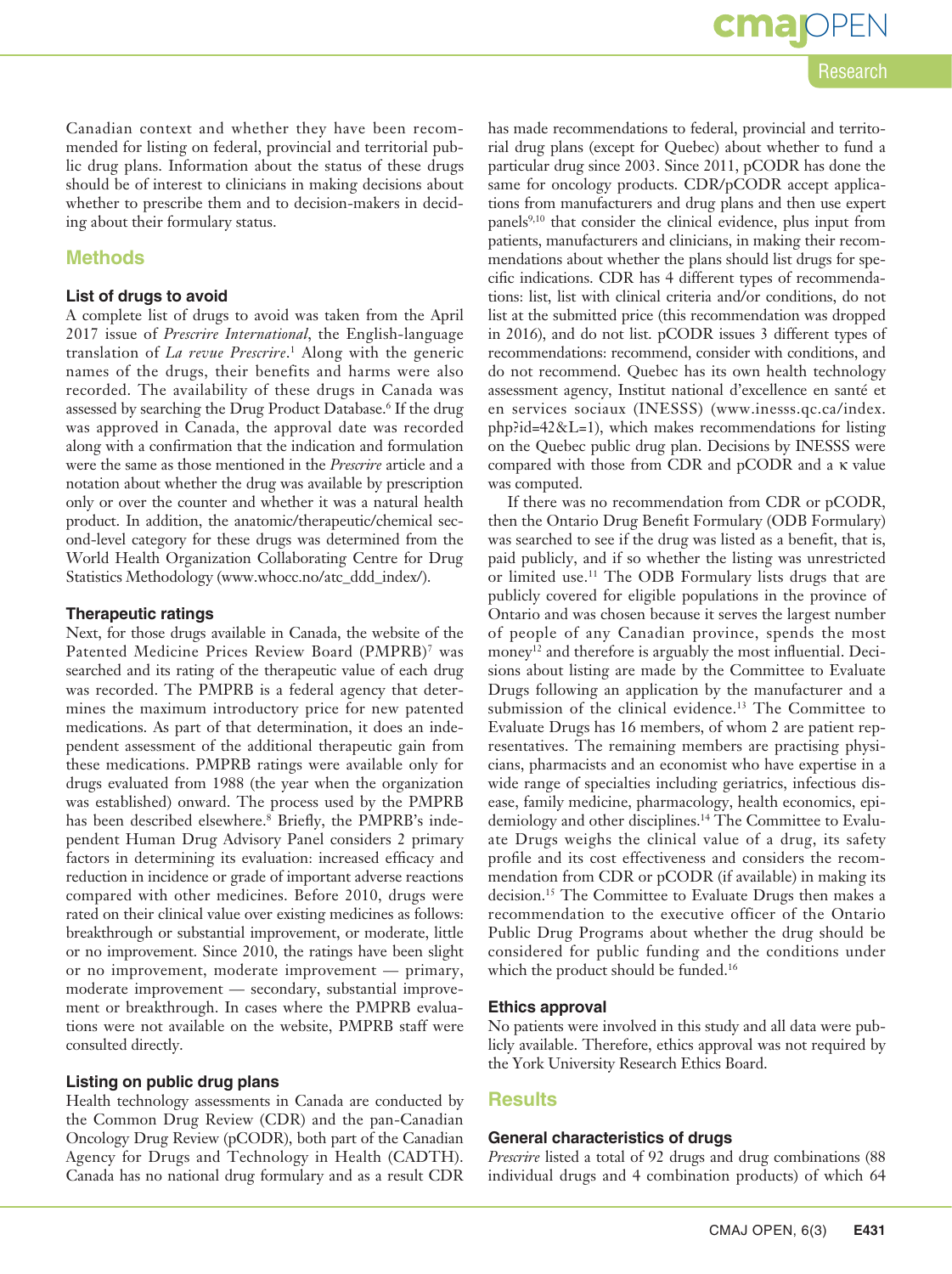Canadian context and whether they have been recommended for listing on federal, provincial and territorial public drug plans. Information about the status of these drugs should be of interest to clinicians in making decisions about whether to prescribe them and to decision-makers in deciding about their formulary status.

## Methods

### List of drugs to avoid

A complete list of drugs to avoid was taken from the April 2017 issue of *Prescrire International*, the English-language translation of *La revue Prescrire*.[1] Along with the generic names of the drugs, their benefits and harms were also recorded. The availability of these drugs in Canada was assessed by searching the Drug Product Database.[6] If the drug was approved in Canada, the approval date was recorded along with a confirmation that the indication and formulation were the same as those mentioned in the *Prescrire* article and a notation about whether the drug was available by prescription only or over the counter and whether it was a natural health product. In addition, the anatomic/therapeutic/chemical second-level category for these drugs was determined from the World Health Organization Collaborating Centre for Drug Statistics Methodology (www.whocc.no/atc_ddd_index/).

### Therapeutic ratings

Next, for those drugs available in Canada, the website of the Patented Medicine Prices Review Board (PMPRB)[7] was searched and its rating of the therapeutic value of each drug was recorded. The PMPRB is a federal agency that determines the maximum introductory price for new patented medications. As part of that determination, it does an independent assessment of the additional therapeutic gain from these medications. PMPRB ratings were available only for drugs evaluated from 1988 (the year when the organization was established) onward. The process used by the PMPRB has been described elsewhere.[8] Briefly, the PMPRB's independent Human Drug Advisory Panel considers 2 primary factors in determining its evaluation: increased efficacy and reduction in incidence or grade of important adverse reactions compared with other medicines. Before 2010, drugs were rated on their clinical value over existing medicines as follows: breakthrough or substantial improvement, or moderate, little or no improvement. Since 2010, the ratings have been slight or no improvement, moderate improvement — primary, moderate improvement — secondary, substantial improvement or breakthrough. In cases where the PMPRB evaluations were not available on the website, PMPRB staff were consulted directly.

### Listing on public drug plans

Health technology assessments in Canada are conducted by the Common Drug Review (CDR) and the pan-Canadian Oncology Drug Review (pCODR), both part of the Canadian Agency for Drugs and Technology in Health (CADTH). Canada has no national drug formulary and as a result CDR has made recommendations to federal, provincial and territorial drug plans (except for Quebec) about whether to fund a particular drug since 2003. Since 2011, pCODR has done the same for oncology products. CDR/pCODR accept applications from manufacturers and drug plans and then use expert panels[9,10] that consider the clinical evidence, plus input from patients, manufacturers and clinicians, in making their recommendations about whether the plans should list drugs for specific indications. CDR has 4 different types of recommendations: list, list with clinical criteria and/or conditions, do not list at the submitted price (this recommendation was dropped in 2016), and do not list. pCODR issues 3 different types of recommendations: recommend, consider with conditions, and do not recommend. Quebec has its own health technology assessment agency, Institut national d'excellence en santé et en services sociaux (INESSS) (www.inesss.qc.ca/index.php?id=42&L=1), which makes recommendations for listing on the Quebec public drug plan. Decisions by INESSS were compared with those from CDR and pCODR and a κ value was computed.

If there was no recommendation from CDR or pCODR, then the Ontario Drug Benefit Formulary (ODB Formulary) was searched to see if the drug was listed as a benefit, that is, paid publicly, and if so whether the listing was unrestricted or limited use.[11] The ODB Formulary lists drugs that are publicly covered for eligible populations in the province of Ontario and was chosen because it serves the largest number of people of any Canadian province, spends the most money[12] and therefore is arguably the most influential. Decisions about listing are made by the Committee to Evaluate Drugs following an application by the manufacturer and a submission of the clinical evidence.[13] The Committee to Evaluate Drugs has 16 members, of whom 2 are patient representatives. The remaining members are practising physicians, pharmacists and an economist who have expertise in a wide range of specialties including geriatrics, infectious disease, family medicine, pharmacology, health economics, epidemiology and other disciplines.[14] The Committee to Evaluate Drugs weighs the clinical value of a drug, its safety profile and its cost effectiveness and considers the recommendation from CDR or pCODR (if available) in making its decision.[15] The Committee to Evaluate Drugs then makes a recommendation to the executive officer of the Ontario Public Drug Programs about whether the drug should be considered for public funding and the conditions under which the product should be funded.[16]

### Ethics approval

No patients were involved in this study and all data were publicly available. Therefore, ethics approval was not required by the York University Research Ethics Board.

## Results

### General characteristics of drugs

*Prescrire* listed a total of 92 drugs and drug combinations (88 individual drugs and 4 combination products) of which 64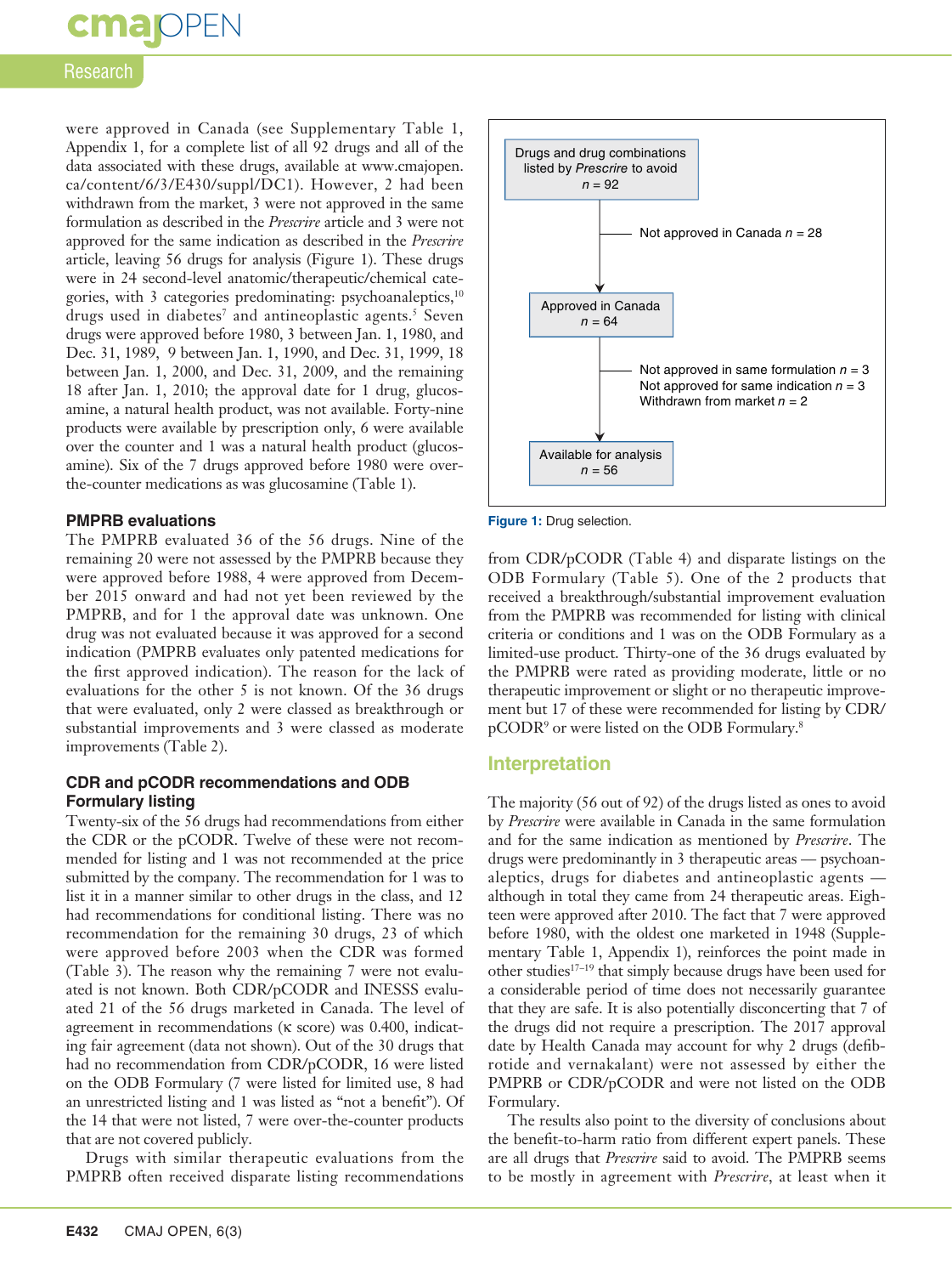were approved in Canada (see Supplementary Table 1, Appendix 1, for a complete list of all 92 drugs and all of the data associated with these drugs, available at www.cmajopen.ca/content/6/3/E430/suppl/DC1). However, 2 had been withdrawn from the market, 3 were not approved in the same formulation as described in the *Prescrire* article and 3 were not approved for the same indication as described in the *Prescrire* article, leaving 56 drugs for analysis (Figure 1). These drugs were in 24 second-level anatomic/therapeutic/chemical categories, with 3 categories predominating: psychoanaleptics,[10] drugs used in diabetes[7] and antineoplastic agents.[5] Seven drugs were approved before 1980, 3 between Jan. 1, 1980, and Dec. 31, 1989, 9 between Jan. 1, 1990, and Dec. 31, 1999, 18 between Jan. 1, 2000, and Dec. 31, 2009, and the remaining 18 after Jan. 1, 2010; the approval date for 1 drug, glucosamine, a natural health product, was not available. Forty-nine products were available by prescription only, 6 were available over the counter and 1 was a natural health product (glucosamine). Six of the 7 drugs approved before 1980 were over-the-counter medications as was glucosamine (Table 1).

Drugs and drug combinations listed by *Prescrire* to avoid
*n* = 92

Not approved in Canada *n* = 28

Approved in Canada
*n* = 64

Not approved in same formulation *n* = 3
Not approved for same indication *n* = 3
Withdrawn from market *n* = 2

Available for analysis
*n* = 56

**Figure 1:** Drug selection.

### PMPRB evaluations

The PMPRB evaluated 36 of the 56 drugs. Nine of the remaining 20 were not assessed by the PMPRB because they were approved before 1988, 4 were approved from December 2015 onward and had not yet been reviewed by the PMPRB, and for 1 the approval date was unknown. One drug was not evaluated because it was approved for a second indication (PMPRB evaluates only patented medications for the first approved indication). The reason for the lack of evaluations for the other 5 is not known. Of the 36 drugs that were evaluated, only 2 were classed as breakthrough or substantial improvements and 3 were classed as moderate improvements (Table 2).

### CDR and pCODR recommendations and ODB Formulary listing

Twenty-six of the 56 drugs had recommendations from either the CDR or the pCODR. Twelve of these were not recommended for listing and 1 was not recommended at the price submitted by the company. The recommendation for 1 was to list it in a manner similar to other drugs in the class, and 12 had recommendations for conditional listing. There was no recommendation for the remaining 30 drugs, 23 of which were approved before 2003 when the CDR was formed (Table 3). The reason why the remaining 7 were not evaluated is not known. Both CDR/pCODR and INESSS evaluated 21 of the 56 drugs marketed in Canada. The level of agreement in recommendations (κ score) was 0.400, indicating fair agreement (data not shown). Out of the 30 drugs that had no recommendation from CDR/pCODR, 16 were listed on the ODB Formulary (7 were listed for limited use, 8 had an unrestricted listing and 1 was listed as "not a benefit"). Of the 14 that were not listed, 7 were over-the-counter products that are not covered publicly.

Drugs with similar therapeutic evaluations from the PMPRB often received disparate listing recommendations from CDR/pCODR (Table 4) and disparate listings on the ODB Formulary (Table 5). One of the 2 products that received a breakthrough/substantial improvement evaluation from the PMPRB was recommended for listing with clinical criteria or conditions and 1 was on the ODB Formulary as a limited-use product. Thirty-one of the 36 drugs evaluated by the PMPRB were rated as providing moderate, little or no therapeutic improvement or slight or no therapeutic improvement but 17 of these were recommended for listing by CDR/pCODR[9] or were listed on the ODB Formulary.[8]

## Interpretation

The majority (56 out of 92) of the drugs listed as ones to avoid by *Prescrire* were available in Canada in the same formulation and for the same indication as mentioned by *Prescrire*. The drugs were predominantly in 3 therapeutic areas — psychoanaleptics, drugs for diabetes and antineoplastic agents — although in total they came from 24 therapeutic areas. Eighteen were approved after 2010. The fact that 7 were approved before 1980, with the oldest one marketed in 1948 (Supplementary Table 1, Appendix 1), reinforces the point made in other studies[17–19] that simply because drugs have been used for a considerable period of time does not necessarily guarantee that they are safe. It is also potentially disconcerting that 7 of the drugs did not require a prescription. The 2017 approval date by Health Canada may account for why 2 drugs (defibrotide and vernakalant) were not assessed by either the PMPRB or CDR/pCODR and were not listed on the ODB Formulary.

The results also point to the diversity of conclusions about the benefit-to-harm ratio from different expert panels. These are all drugs that *Prescrire* said to avoid. The PMPRB seems to be mostly in agreement with *Prescrire*, at least when it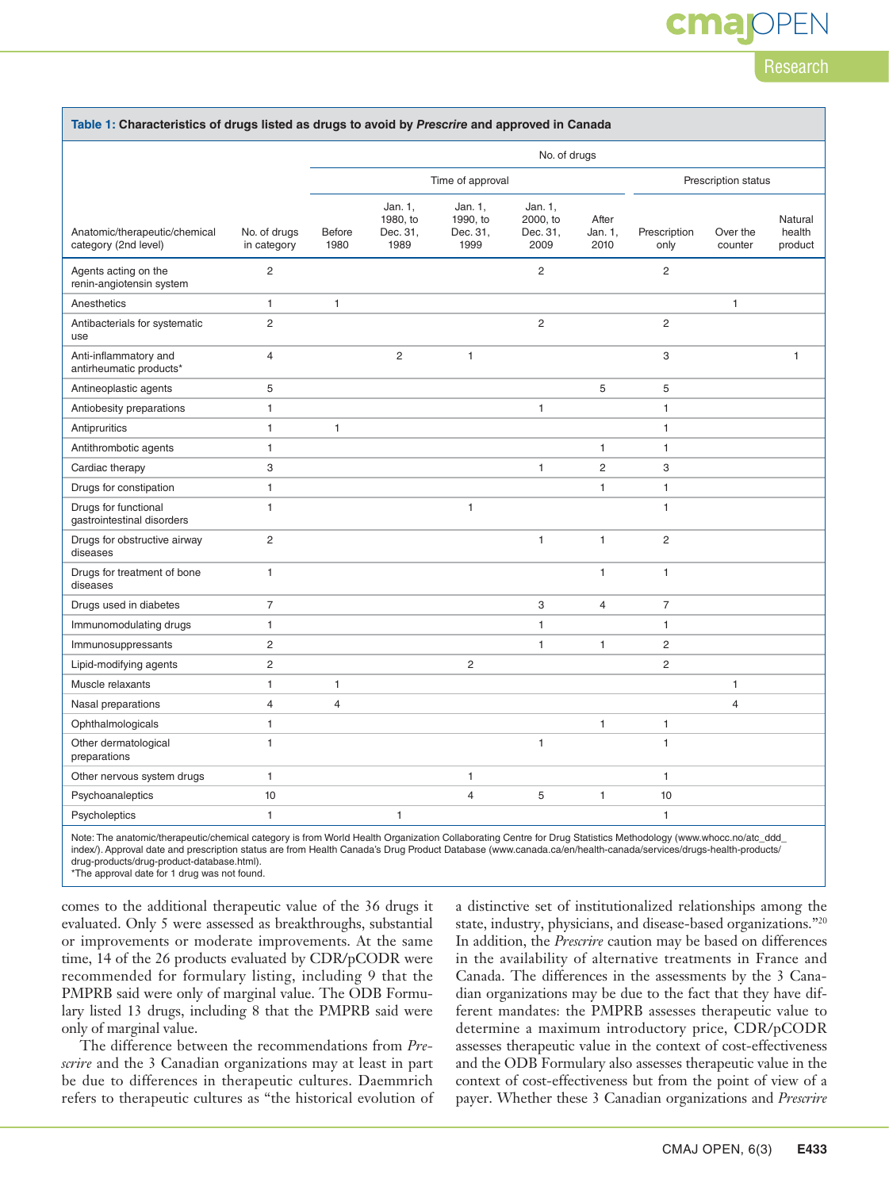**Table 1: Characteristics of drugs listed as drugs to avoid by *Prescrire* and approved in Canada**

| Anatomic/therapeutic/chemical category (2nd level) | No. of drugs in category | No. of drugs | | | | | | | |
|---|---|---|---|---|---|---|---|---|---|
| | | Time of approval | | | | | Prescription status | | |
| | | Before 1980 | Jan. 1, 1980, to Dec. 31, 1989 | Jan. 1, 1990, to Dec. 31, 1999 | Jan. 1, 2000, to Dec. 31, 2009 | After Jan. 1, 2010 | Prescription only | Over the counter | Natural health product |
| Agents acting on the renin-angiotensin system | 2 | | | | 2 | | 2 | | |
| Anesthetics | 1 | 1 | | | | | | 1 | |
| Antibacterials for systematic use | 2 | | | | 2 | | 2 | | |
| Anti-inflammatory and antirheumatic products* | 4 | | 2 | 1 | | | 3 | | 1 |
| Antineoplastic agents | 5 | | | | | 5 | 5 | | |
| Antiobesity preparations | 1 | | | | 1 | | 1 | | |
| Antipruritics | 1 | 1 | | | | | 1 | | |
| Antithrombotic agents | 1 | | | | | 1 | 1 | | |
| Cardiac therapy | 3 | | | | 1 | 2 | 3 | | |
| Drugs for constipation | 1 | | | | | 1 | 1 | | |
| Drugs for functional gastrointestinal disorders | 1 | | | 1 | | | 1 | | |
| Drugs for obstructive airway diseases | 2 | | | | 1 | 1 | 2 | | |
| Drugs for treatment of bone diseases | 1 | | | | | 1 | 1 | | |
| Drugs used in diabetes | 7 | | | | 3 | 4 | 7 | | |
| Immunomodulating drugs | 1 | | | | 1 | | 1 | | |
| Immunosuppressants | 2 | | | | 1 | 1 | 2 | | |
| Lipid-modifying agents | 2 | | | 2 | | | 2 | | |
| Muscle relaxants | 1 | 1 | | | | | | 1 | |
| Nasal preparations | 4 | 4 | | | | | | 4 | |
| Ophthalmologicals | 1 | | | | | 1 | 1 | | |
| Other dermatological preparations | 1 | | | | 1 | | 1 | | |
| Other nervous system drugs | 1 | | | 1 | | | 1 | | |
| Psychoanaleptics | 10 | | | 4 | 5 | 1 | 10 | | |
| Psycholeptics | 1 | | 1 | | | | 1 | | |

Note: The anatomic/therapeutic/chemical category is from World Health Organization Collaborating Centre for Drug Statistics Methodology (www.whocc.no/atc_ddd_index/). Approval date and prescription status are from Health Canada's Drug Product Database (www.canada.ca/en/health-canada/services/drugs-health-products/drug-products/drug-product-database.html).
*The approval date for 1 drug was not found.

comes to the additional therapeutic value of the 36 drugs it evaluated. Only 5 were assessed as breakthroughs, substantial or improvements or moderate improvements. At the same time, 14 of the 26 products evaluated by CDR/pCODR were recommended for formulary listing, including 9 that the PMPRB said were only of marginal value. The ODB Formulary listed 13 drugs, including 8 that the PMPRB said were only of marginal value.

The difference between the recommendations from *Prescrire* and the 3 Canadian organizations may at least in part be due to differences in therapeutic cultures. Daemmrich refers to therapeutic cultures as "the historical evolution of a distinctive set of institutionalized relationships among the state, industry, physicians, and disease-based organizations."[20] In addition, the *Prescrire* caution may be based on differences in the availability of alternative treatments in France and Canada. The differences in the assessments by the 3 Canadian organizations may be due to the fact that they have different mandates: the PMPRB assesses therapeutic value to determine a maximum introductory price, CDR/pCODR assesses therapeutic value in the context of cost-effectiveness and the ODB Formulary also assesses therapeutic value in the context of cost-effectiveness but from the point of view of a payer. Whether these 3 Canadian organizations and *Prescrire*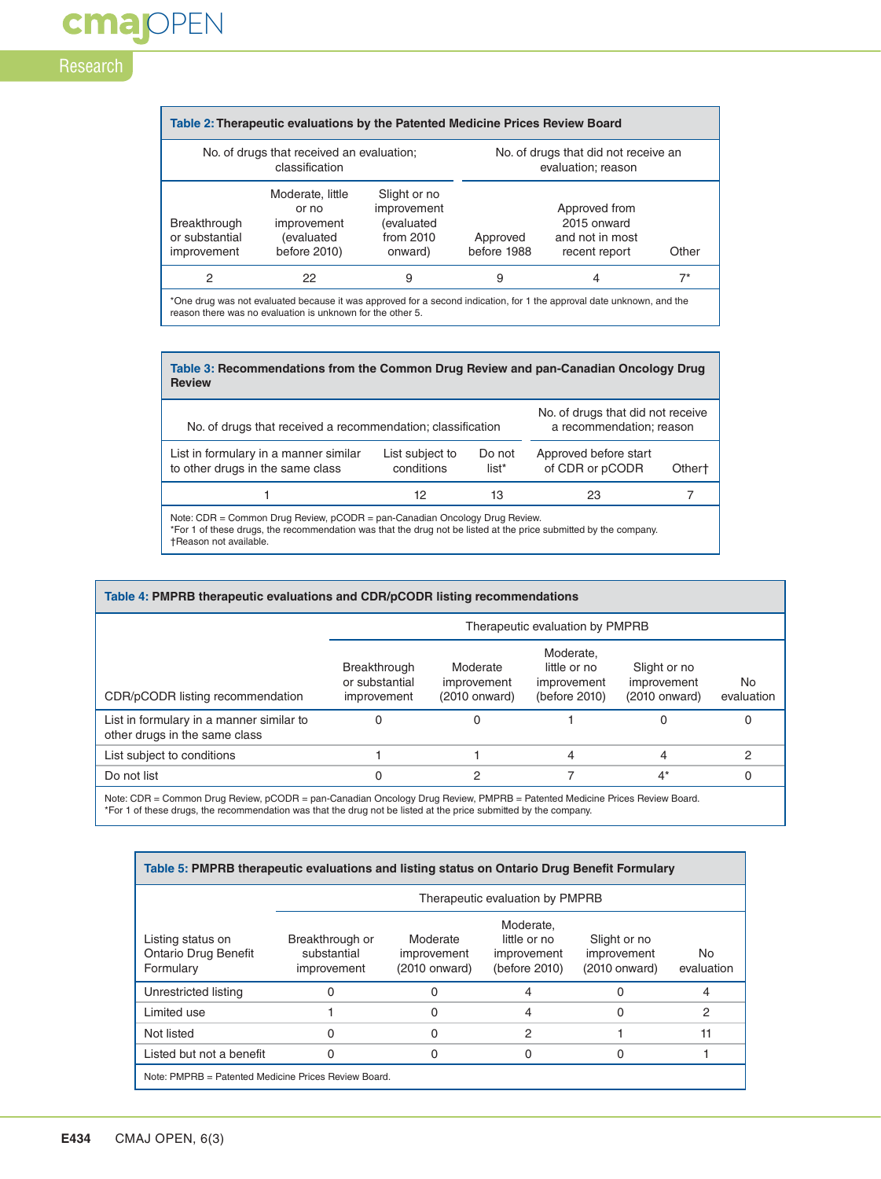**Table 2: Therapeutic evaluations by the Patented Medicine Prices Review Board**

| No. of drugs that received an evaluation; classification | | | No. of drugs that did not receive an evaluation; reason | | |
|---|---|---|---|---|---|
| Breakthrough or substantial improvement | Moderate, little or no improvement (evaluated before 2010) | Slight or no improvement (evaluated from 2010 onward) | Approved before 1988 | Approved from 2015 onward and not in most recent report | Other |
| 2 | 22 | 9 | 9 | 4 | 7* |

*One drug was not evaluated because it was approved for a second indication, for 1 the approval date unknown, and the reason there was no evaluation is unknown for the other 5.

**Table 3: Recommendations from the Common Drug Review and pan-Canadian Oncology Drug Review**

| No. of drugs that received a recommendation; classification | | | No. of drugs that did not receive a recommendation; reason | |
|---|---|---|---|---|
| List in formulary in a manner similar to other drugs in the same class | List subject to conditions | Do not list* | Approved before start of CDR or pCODR | Other† |
| 1 | 12 | 13 | 23 | 7 |

Note: CDR = Common Drug Review, pCODR = pan-Canadian Oncology Drug Review.
*For 1 of these drugs, the recommendation was that the drug not be listed at the price submitted by the company.
†Reason not available.

**Table 4: PMPRB therapeutic evaluations and CDR/pCODR listing recommendations**

| | Therapeutic evaluation by PMPRB | | | | |
|---|---|---|---|---|---|
| CDR/pCODR listing recommendation | Breakthrough or substantial improvement | Moderate improvement (2010 onward) | Moderate, little or no improvement (before 2010) | Slight or no improvement (2010 onward) | No evaluation |
| List in formulary in a manner similar to other drugs in the same class | 0 | 0 | 1 | 0 | 0 |
| List subject to conditions | 1 | 1 | 4 | 4 | 2 |
| Do not list | 0 | 2 | 7 | 4* | 0 |

Note: CDR = Common Drug Review, pCODR = pan-Canadian Oncology Drug Review, PMPRB = Patented Medicine Prices Review Board.
*For 1 of these drugs, the recommendation was that the drug not be listed at the price submitted by the company.

**Table 5: PMPRB therapeutic evaluations and listing status on Ontario Drug Benefit Formulary**

| | Therapeutic evaluation by PMPRB | | | | |
|---|---|---|---|---|---|
| Listing status on Ontario Drug Benefit Formulary | Breakthrough or substantial improvement | Moderate improvement (2010 onward) | Moderate, little or no improvement (before 2010) | Slight or no improvement (2010 onward) | No evaluation |
| Unrestricted listing | 0 | 0 | 4 | 0 | 4 |
| Limited use | 1 | 0 | 4 | 0 | 2 |
| Not listed | 0 | 0 | 2 | 1 | 11 |
| Listed but not a benefit | 0 | 0 | 0 | 0 | 1 |

Note: PMPRB = Patented Medicine Prices Review Board.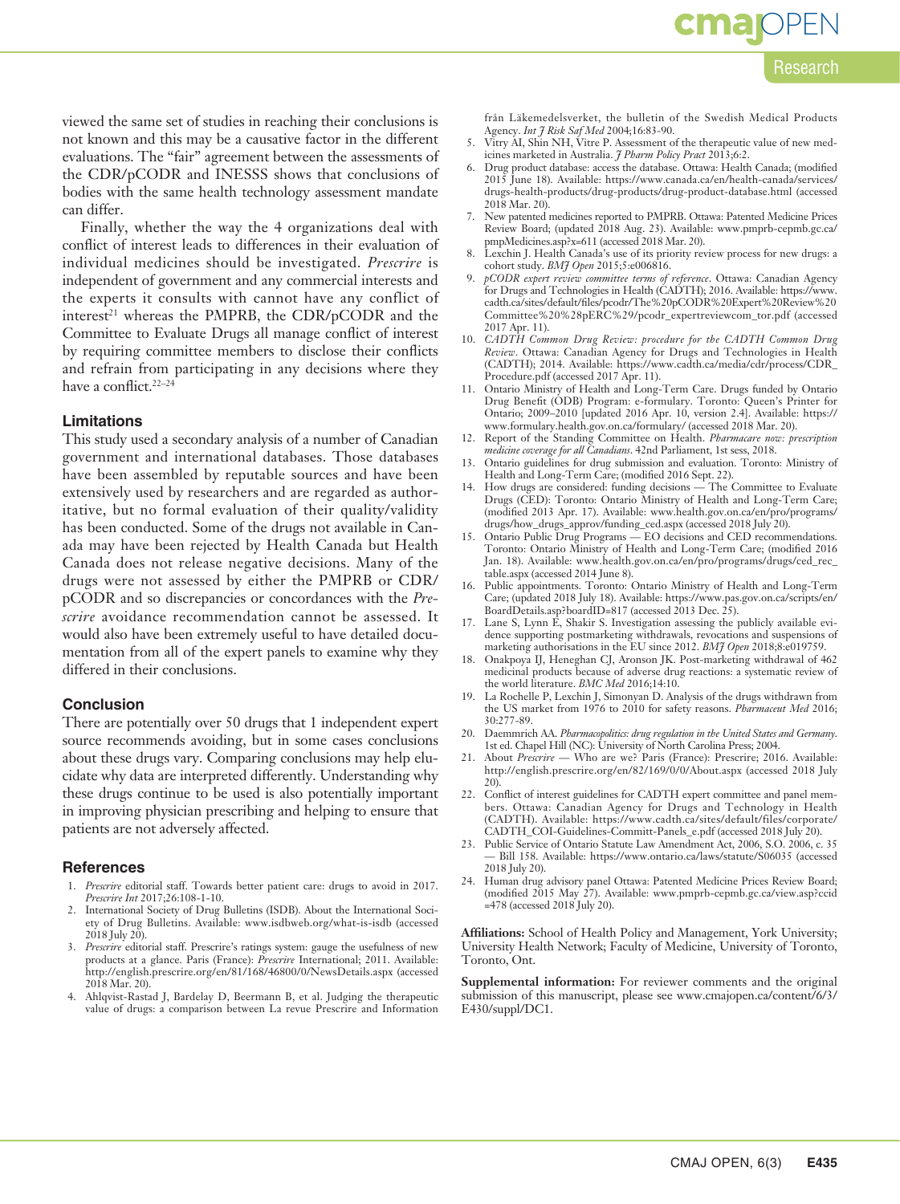viewed the same set of studies in reaching their conclusions is not known and this may be a causative factor in the different evaluations. The "fair" agreement between the assessments of the CDR/pCODR and INESSS shows that conclusions of bodies with the same health technology assessment mandate can differ.

Finally, whether the way the 4 organizations deal with conflict of interest leads to differences in their evaluation of individual medicines should be investigated. *Prescrire* is independent of government and any commercial interests and the experts it consults with cannot have any conflict of interest[21] whereas the PMPRB, the CDR/pCODR and the Committee to Evaluate Drugs all manage conflict of interest by requiring committee members to disclose their conflicts and refrain from participating in any decisions where they have a conflict.[22–24]

### Limitations

This study used a secondary analysis of a number of Canadian government and international databases. Those databases have been assembled by reputable sources and have been extensively used by researchers and are regarded as authoritative, but no formal evaluation of their quality/validity has been conducted. Some of the drugs not available in Canada may have been rejected by Health Canada but Health Canada does not release negative decisions. Many of the drugs were not assessed by either the PMPRB or CDR/pCODR and so discrepancies or concordances with the *Prescrire* avoidance recommendation cannot be assessed. It would also have been extremely useful to have detailed documentation from all of the expert panels to examine why they differed in their conclusions.

### Conclusion

There are potentially over 50 drugs that 1 independent expert source recommends avoiding, but in some cases conclusions about these drugs vary. Comparing conclusions may help elucidate why data are interpreted differently. Understanding why these drugs continue to be used is also potentially important in improving physician prescribing and helping to ensure that patients are not adversely affected.

### References

1. *Prescrire* editorial staff. Towards better patient care: drugs to avoid in 2017. *Prescrire Int* 2017;26:108-1-10.
2. International Society of Drug Bulletins (ISDB). About the International Society of Drug Bulletins. Available: www.isdbweb.org/what-is-isdb (accessed 2018 July 20).
3. *Prescrire* editorial staff. Prescrire's ratings system: gauge the usefulness of new products at a glance. Paris (France): *Prescrire* International; 2011. Available: http://english.prescrire.org/en/81/168/46800/0/NewsDetails.aspx (accessed 2018 Mar. 20).
4. Ahlqvist-Rastad J, Bardelay D, Beermann B, et al. Judging the therapeutic value of drugs: a comparison between La revue Prescrire and Information från Läkemedelsverket, the bulletin of the Swedish Medical Products Agency. *Int J Risk Saf Med* 2004;16:83-90.
5. Vitry AI, Shin NH, Vitre P. Assessment of the therapeutic value of new medicines marketed in Australia. *J Pharm Policy Pract* 2013;6:2.
6. Drug product database: access the database. Ottawa: Health Canada; (modified 2015 June 18). Available: https://www.canada.ca/en/health-canada/services/drugs-health-products/drug-products/drug-product-database.html (accessed 2018 Mar. 20).
7. New patented medicines reported to PMPRB. Ottawa: Patented Medicine Prices Review Board; (updated 2018 Aug. 23). Available: www.pmprb-cepmb.gc.ca/pmpMedicines.asp?x=611 (accessed 2018 Mar. 20).
8. Lexchin J. Health Canada's use of its priority review process for new drugs: a cohort study. *BMJ Open* 2015;5:e006816.
9. *pCODR expert review committee terms of reference*. Ottawa: Canadian Agency for Drugs and Technologies in Health (CADTH); 2016. Available: https://www.cadth.ca/sites/default/files/pcodr/The%20pCODR%20Expert%20Review%20Committee%20%28pERC%29/pcodr_expertreviewcom_tor.pdf (accessed 2017 Apr. 11).
10. *CADTH Common Drug Review: procedure for the CADTH Common Drug Review*. Ottawa: Canadian Agency for Drugs and Technologies in Health (CADTH); 2014. Available: https://www.cadth.ca/media/cdr/process/CDR_Procedure.pdf (accessed 2017 Apr. 11).
11. Ontario Ministry of Health and Long-Term Care. Drugs funded by Ontario Drug Benefit (ODB) Program: e-formulary. Toronto: Queen's Printer for Ontario; 2009–2010 [updated 2016 Apr. 10, version 2.4]. Available: https://www.formulary.health.gov.on.ca/formulary/ (accessed 2018 Mar. 20).
12. Report of the Standing Committee on Health. *Pharmacare now: prescription medicine coverage for all Canadians*. 42nd Parliament, 1st sess, 2018.
13. Ontario guidelines for drug submission and evaluation. Toronto: Ministry of Health and Long-Term Care; (modified 2016 Sept. 22).
14. How drugs are considered: funding decisions — The Committee to Evaluate Drugs (CED): Toronto: Ontario Ministry of Health and Long-Term Care; (modified 2013 Apr. 17). Available: www.health.gov.on.ca/en/pro/programs/drugs/how_drugs_approv/funding_ced.aspx (accessed 2018 July 20).
15. Ontario Public Drug Programs — EO decisions and CED recommendations. Toronto: Ontario Ministry of Health and Long-Term Care; (modified 2016 Jan. 18). Available: www.health.gov.on.ca/en/pro/programs/drugs/ced_rec_table.aspx (accessed 2014 June 8).
16. Public appointments. Toronto: Ontario Ministry of Health and Long-Term Care; (updated 2018 July 18). Available: https://www.pas.gov.on.ca/scripts/en/BoardDetails.asp?boardID=817 (accessed 2013 Dec. 25).
17. Lane S, Lynn E, Shakir S. Investigation assessing the publicly available evidence supporting postmarketing withdrawals, revocations and suspensions of marketing authorisations in the EU since 2012. *BMJ Open* 2018;8:e019759.
18. Onakpoya IJ, Heneghan CJ, Aronson JK. Post-marketing withdrawal of 462 medicinal products because of adverse drug reactions: a systematic review of the world literature. *BMC Med* 2016;14:10.
19. La Rochelle P, Lexchin J, Simonyan D. Analysis of the drugs withdrawn from the US market from 1976 to 2010 for safety reasons. *Pharmaceut Med* 2016;30:277-89.
20. Daemmrich AA. *Pharmacopolitics: drug regulation in the United States and Germany*. 1st ed. Chapel Hill (NC): University of North Carolina Press; 2004.
21. About *Prescrire* — Who are we? Paris (France): Prescrire; 2016. Available: http://english.prescrire.org/en/82/169/0/0/About.aspx (accessed 2018 July 20).
22. Conflict of interest guidelines for CADTH expert committee and panel members. Ottawa: Canadian Agency for Drugs and Technology in Health (CADTH). Available: https://www.cadth.ca/sites/default/files/corporate/CADTH_COI-Guidelines-Committ-Panels_e.pdf (accessed 2018 July 20).
23. Public Service of Ontario Statute Law Amendment Act, 2006, S.O. 2006, c. 35 — Bill 158. Available: https://www.ontario.ca/laws/statute/S06035 (accessed 2018 July 20).
24. Human drug advisory panel Ottawa: Patented Medicine Prices Review Board; (modified 2015 May 27). Available: www.pmprb-cepmb.gc.ca/view.asp?ccid=478 (accessed 2018 July 20).

**Affiliations:** School of Health Policy and Management, York University; University Health Network; Faculty of Medicine, University of Toronto, Toronto, Ont.

**Supplemental information:** For reviewer comments and the original submission of this manuscript, please see www.cmajopen.ca/content/6/3/E430/suppl/DC1.